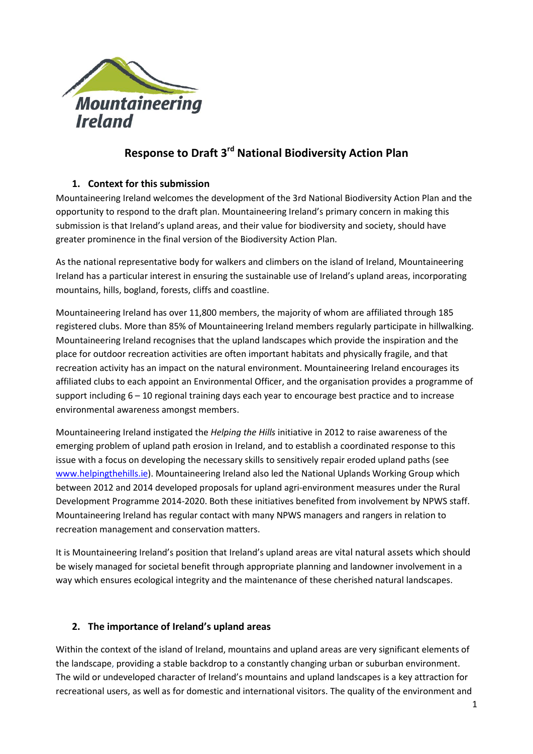# Response to Draft 3rd National Biodiversity Action Plan

## 1. Context for this submission

Mountaineering Ireland welcomes the development of the 3rd National Biodiversity Action Plan and the opportunity to respond to the draft plan. Mountaineering Ireland's primary concern in making this submission is that Ireland's upland areas, and their value for biodiversity and society, should have greater prominence in the final version of the Biodiversity Action Plan.

As the national representative body for walkers and climbers on the island of Ireland, Mountaineering Ireland has a particular interest in ensuring the sustainable use of Ireland's upland areas, incorporating mountains, hills, bogland, forests, cliffs and coastline.

Mountaineering Ireland has over 11,800 members, the majority of whom are affiliated through 185 registered clubs. More than 85% of Mountaineering Ireland members regularly participate in hillwalking. Mountaineering Ireland recognises that the upland landscapes which provide the inspiration and the place for outdoor recreation activities are often important habitats and physically fragile, and that recreation activity has an impact on the natural environment. Mountaineering Ireland encourages its affiliated clubs to each appoint an Environmental Officer, and the organisation provides a programme of support including 6 – 10 regional training days each year to encourage best practice and to increase environmental awareness amongst members.

Mountaineering Ireland instigated the *Helping the Hills* initiative in 2012 to raise awareness of the emerging problem of upland path erosion in Ireland, and to establish a coordinated response to this issue with a focus on developing the necessary skills to sensitively repair eroded upland paths (see www.helpingthehills.ie). Mountaineering Ireland also led the National Uplands Working Group which between 2012 and 2014 developed proposals for upland agri-environment measures under the Rural Development Programme 2014-2020. Both these initiatives benefited from involvement by NPWS staff. Mountaineering Ireland has regular contact with many NPWS managers and rangers in relation to recreation management and conservation matters.

It is Mountaineering Ireland's position that Ireland's upland areas are vital natural assets which should be wisely managed for societal benefit through appropriate planning and landowner involvement in a way which ensures ecological integrity and the maintenance of these cherished natural landscapes.

## 2. The importance of Ireland's upland areas

Within the context of the island of Ireland, mountains and upland areas are very significant elements of the landscape, providing a stable backdrop to a constantly changing urban or suburban environment. The wild or undeveloped character of Ireland's mountains and upland landscapes is a key attraction for recreational users, as well as for domestic and international visitors. The quality of the environment and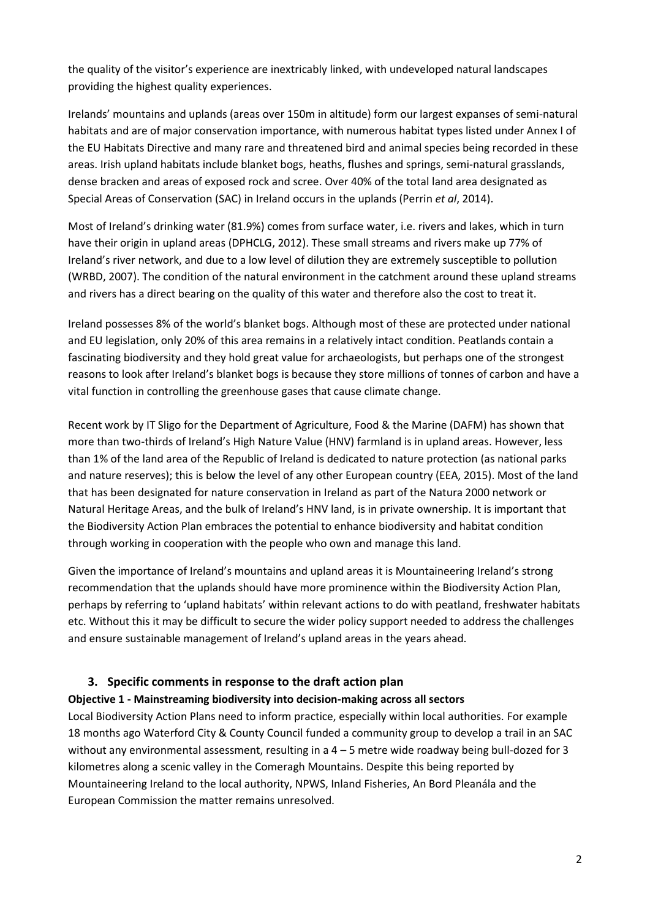the quality of the visitor's experience are inextricably linked, with undeveloped natural landscapes providing the highest quality experiences.

Irelands' mountains and uplands (areas over 150m in altitude) form our largest expanses of semi-natural habitats and are of major conservation importance, with numerous habitat types listed under Annex I of the EU Habitats Directive and many rare and threatened bird and animal species being recorded in these areas. Irish upland habitats include blanket bogs, heaths, flushes and springs, semi-natural grasslands, dense bracken and areas of exposed rock and scree. Over 40% of the total land area designated as Special Areas of Conservation (SAC) in Ireland occurs in the uplands (Perrin *et al*, 2014).

Most of Ireland's drinking water (81.9%) comes from surface water, i.e. rivers and lakes, which in turn have their origin in upland areas (DPHCLG, 2012). These small streams and rivers make up 77% of Ireland's river network, and due to a low level of dilution they are extremely susceptible to pollution (WRBD, 2007). The condition of the natural environment in the catchment around these upland streams and rivers has a direct bearing on the quality of this water and therefore also the cost to treat it.

Ireland possesses 8% of the world's blanket bogs. Although most of these are protected under national and EU legislation, only 20% of this area remains in a relatively intact condition. Peatlands contain a fascinating biodiversity and they hold great value for archaeologists, but perhaps one of the strongest reasons to look after Ireland's blanket bogs is because they store millions of tonnes of carbon and have a vital function in controlling the greenhouse gases that cause climate change.

Recent work by IT Sligo for the Department of Agriculture, Food & the Marine (DAFM) has shown that more than two-thirds of Ireland's High Nature Value (HNV) farmland is in upland areas. However, less than 1% of the land area of the Republic of Ireland is dedicated to nature protection (as national parks and nature reserves); this is below the level of any other European country (EEA, 2015). Most of the land that has been designated for nature conservation in Ireland as part of the Natura 2000 network or Natural Heritage Areas, and the bulk of Ireland's HNV land, is in private ownership. It is important that the Biodiversity Action Plan embraces the potential to enhance biodiversity and habitat condition through working in cooperation with the people who own and manage this land.

Given the importance of Ireland's mountains and upland areas it is Mountaineering Ireland's strong recommendation that the uplands should have more prominence within the Biodiversity Action Plan, perhaps by referring to 'upland habitats' within relevant actions to do with peatland, freshwater habitats etc. Without this it may be difficult to secure the wider policy support needed to address the challenges and ensure sustainable management of Ireland's upland areas in the years ahead.

## 3. Specific comments in response to the draft action plan

**Objective 1 - Mainstreaming biodiversity into decision-making across all sectors**

Local Biodiversity Action Plans need to inform practice, especially within local authorities. For example 18 months ago Waterford City & County Council funded a community group to develop a trail in an SAC without any environmental assessment, resulting in a 4 – 5 metre wide roadway being bull-dozed for 3 kilometres along a scenic valley in the Comeragh Mountains. Despite this being reported by Mountaineering Ireland to the local authority, NPWS, Inland Fisheries, An Bord Pleanála and the European Commission the matter remains unresolved.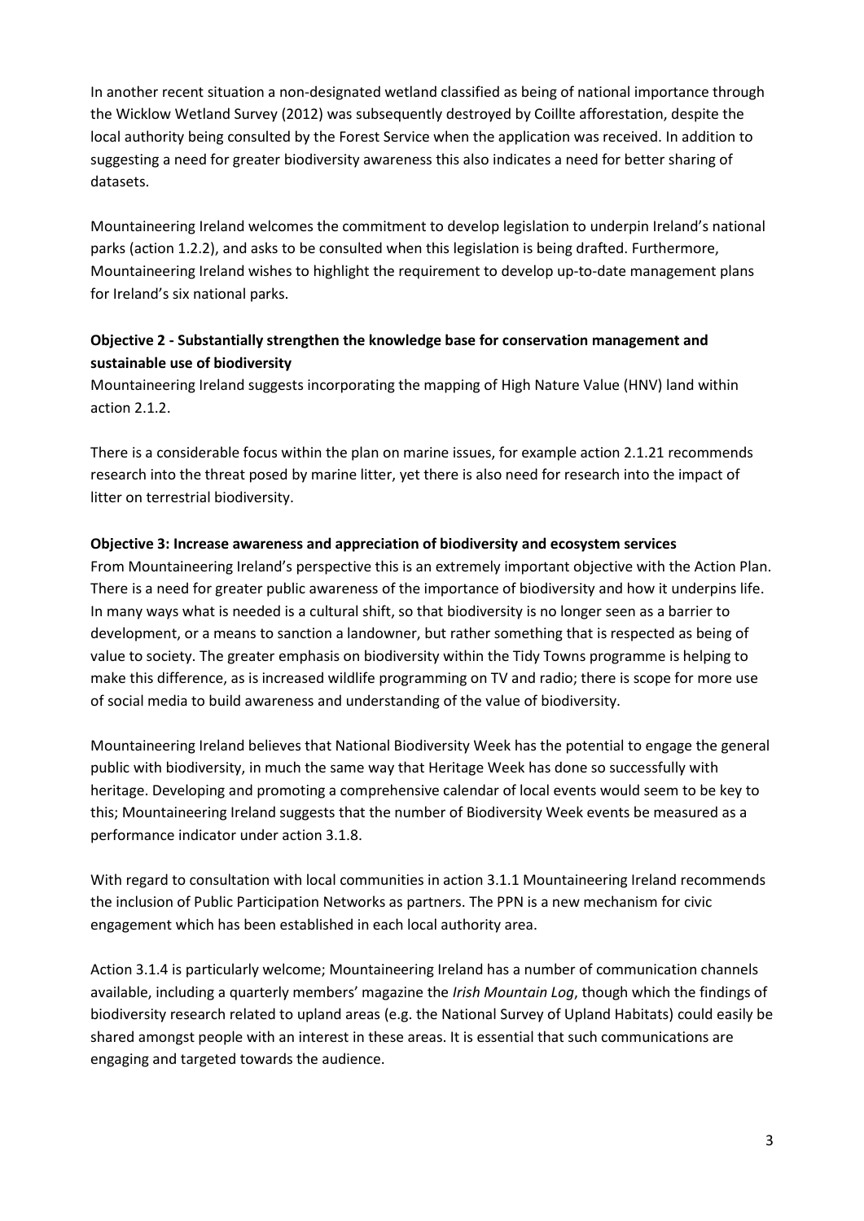In another recent situation a non-designated wetland classified as being of national importance through the Wicklow Wetland Survey (2012) was subsequently destroyed by Coillte afforestation, despite the local authority being consulted by the Forest Service when the application was received. In addition to suggesting a need for greater biodiversity awareness this also indicates a need for better sharing of datasets.

Mountaineering Ireland welcomes the commitment to develop legislation to underpin Ireland's national parks (action 1.2.2), and asks to be consulted when this legislation is being drafted. Furthermore, Mountaineering Ireland wishes to highlight the requirement to develop up-to-date management plans for Ireland's six national parks.

**Objective 2 - Substantially strengthen the knowledge base for conservation management and sustainable use of biodiversity**

Mountaineering Ireland suggests incorporating the mapping of High Nature Value (HNV) land within action 2.1.2.

There is a considerable focus within the plan on marine issues, for example action 2.1.21 recommends research into the threat posed by marine litter, yet there is also need for research into the impact of litter on terrestrial biodiversity.

**Objective 3: Increase awareness and appreciation of biodiversity and ecosystem services**

From Mountaineering Ireland's perspective this is an extremely important objective with the Action Plan. There is a need for greater public awareness of the importance of biodiversity and how it underpins life. In many ways what is needed is a cultural shift, so that biodiversity is no longer seen as a barrier to development, or a means to sanction a landowner, but rather something that is respected as being of value to society. The greater emphasis on biodiversity within the Tidy Towns programme is helping to make this difference, as is increased wildlife programming on TV and radio; there is scope for more use of social media to build awareness and understanding of the value of biodiversity.

Mountaineering Ireland believes that National Biodiversity Week has the potential to engage the general public with biodiversity, in much the same way that Heritage Week has done so successfully with heritage. Developing and promoting a comprehensive calendar of local events would seem to be key to this; Mountaineering Ireland suggests that the number of Biodiversity Week events be measured as a performance indicator under action 3.1.8.

With regard to consultation with local communities in action 3.1.1 Mountaineering Ireland recommends the inclusion of Public Participation Networks as partners. The PPN is a new mechanism for civic engagement which has been established in each local authority area.

Action 3.1.4 is particularly welcome; Mountaineering Ireland has a number of communication channels available, including a quarterly members' magazine the *Irish Mountain Log*, though which the findings of biodiversity research related to upland areas (e.g. the National Survey of Upland Habitats) could easily be shared amongst people with an interest in these areas. It is essential that such communications are engaging and targeted towards the audience.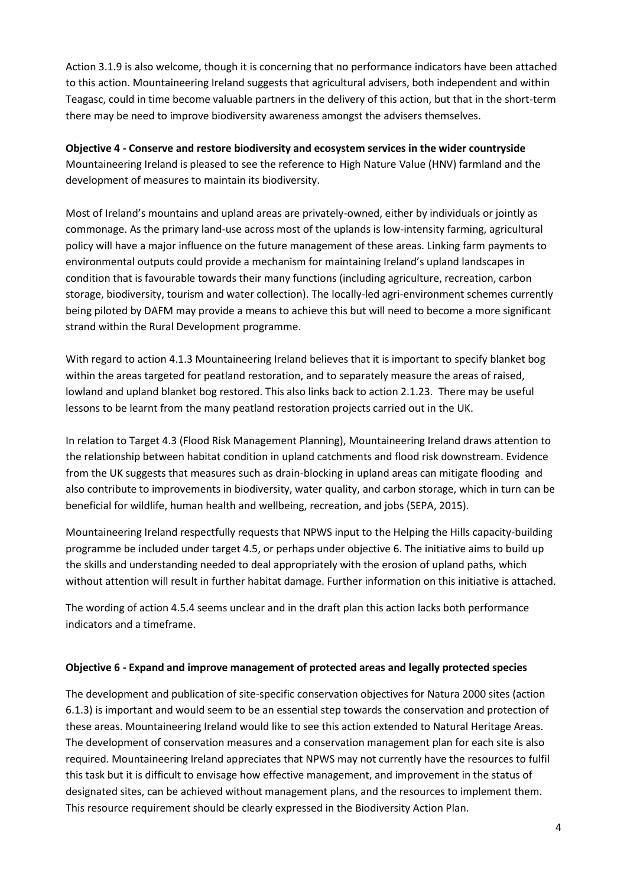Action 3.1.9 is also welcome, though it is concerning that no performance indicators have been attached to this action. Mountaineering Ireland suggests that agricultural advisers, both independent and within Teagasc, could in time become valuable partners in the delivery of this action, but that in the short-term there may be need to improve biodiversity awareness amongst the advisers themselves.

**Objective 4 - Conserve and restore biodiversity and ecosystem services in the wider countryside**

Mountaineering Ireland is pleased to see the reference to High Nature Value (HNV) farmland and the development of measures to maintain its biodiversity.

Most of Ireland's mountains and upland areas are privately-owned, either by individuals or jointly as commonage. As the primary land-use across most of the uplands is low-intensity farming, agricultural policy will have a major influence on the future management of these areas. Linking farm payments to environmental outputs could provide a mechanism for maintaining Ireland's upland landscapes in condition that is favourable towards their many functions (including agriculture, recreation, carbon storage, biodiversity, tourism and water collection). The locally-led agri-environment schemes currently being piloted by DAFM may provide a means to achieve this but will need to become a more significant strand within the Rural Development programme.

With regard to action 4.1.3 Mountaineering Ireland believes that it is important to specify blanket bog within the areas targeted for peatland restoration, and to separately measure the areas of raised, lowland and upland blanket bog restored. This also links back to action 2.1.23. There may be useful lessons to be learnt from the many peatland restoration projects carried out in the UK.

In relation to Target 4.3 (Flood Risk Management Planning), Mountaineering Ireland draws attention to the relationship between habitat condition in upland catchments and flood risk downstream. Evidence from the UK suggests that measures such as drain-blocking in upland areas can mitigate flooding and also contribute to improvements in biodiversity, water quality, and carbon storage, which in turn can be beneficial for wildlife, human health and wellbeing, recreation, and jobs (SEPA, 2015).

Mountaineering Ireland respectfully requests that NPWS input to the Helping the Hills capacity-building programme be included under target 4.5, or perhaps under objective 6. The initiative aims to build up the skills and understanding needed to deal appropriately with the erosion of upland paths, which without attention will result in further habitat damage. Further information on this initiative is attached.

The wording of action 4.5.4 seems unclear and in the draft plan this action lacks both performance indicators and a timeframe.

**Objective 6 - Expand and improve management of protected areas and legally protected species**

The development and publication of site-specific conservation objectives for Natura 2000 sites (action 6.1.3) is important and would seem to be an essential step towards the conservation and protection of these areas. Mountaineering Ireland would like to see this action extended to Natural Heritage Areas. The development of conservation measures and a conservation management plan for each site is also required. Mountaineering Ireland appreciates that NPWS may not currently have the resources to fulfil this task but it is difficult to envisage how effective management, and improvement in the status of designated sites, can be achieved without management plans, and the resources to implement them. This resource requirement should be clearly expressed in the Biodiversity Action Plan.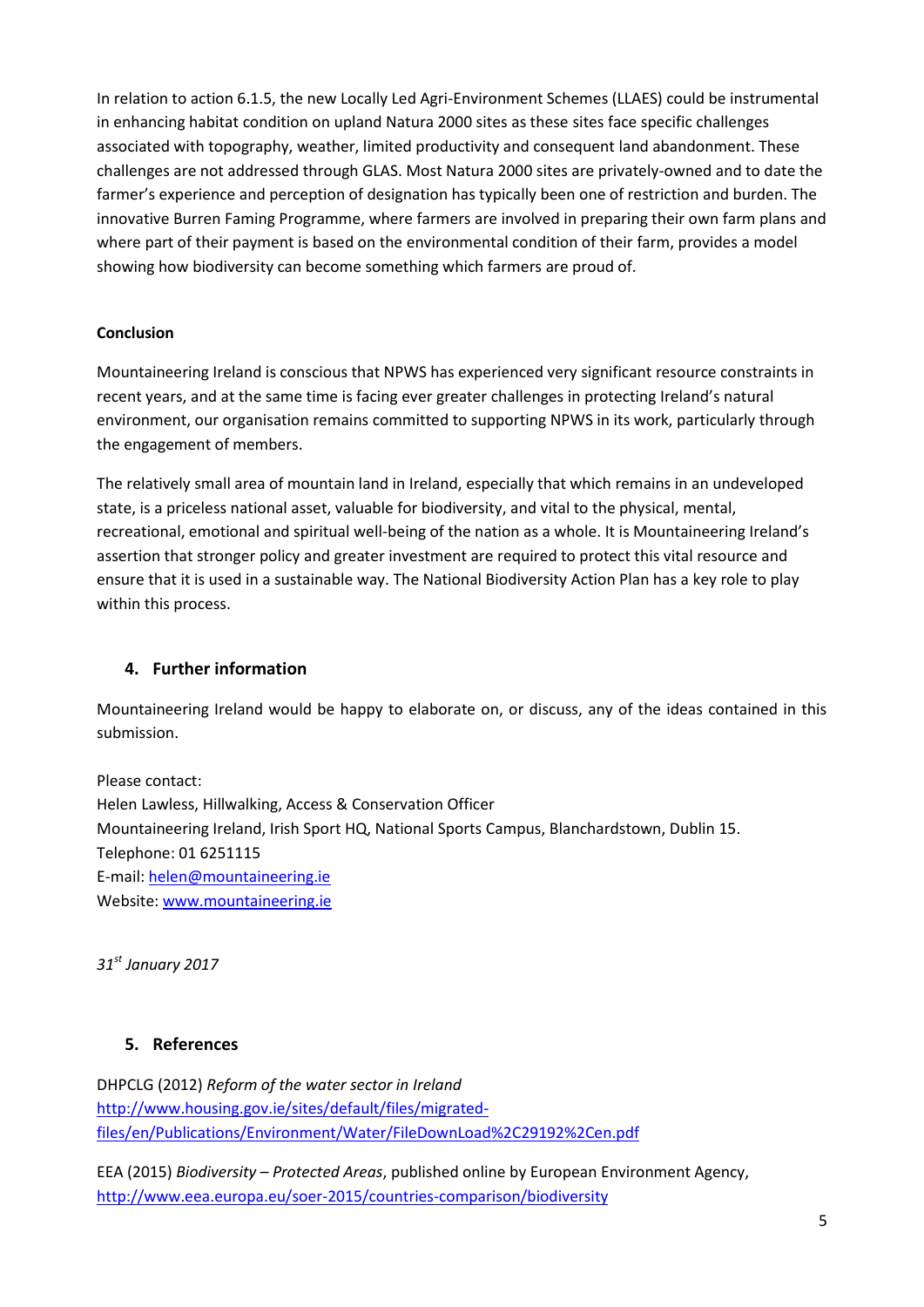In relation to action 6.1.5, the new Locally Led Agri-Environment Schemes (LLAES) could be instrumental in enhancing habitat condition on upland Natura 2000 sites as these sites face specific challenges associated with topography, weather, limited productivity and consequent land abandonment. These challenges are not addressed through GLAS. Most Natura 2000 sites are privately-owned and to date the farmer's experience and perception of designation has typically been one of restriction and burden. The innovative Burren Faming Programme, where farmers are involved in preparing their own farm plans and where part of their payment is based on the environmental condition of their farm, provides a model showing how biodiversity can become something which farmers are proud of.

**Conclusion**

Mountaineering Ireland is conscious that NPWS has experienced very significant resource constraints in recent years, and at the same time is facing ever greater challenges in protecting Ireland's natural environment, our organisation remains committed to supporting NPWS in its work, particularly through the engagement of members.

The relatively small area of mountain land in Ireland, especially that which remains in an undeveloped state, is a priceless national asset, valuable for biodiversity, and vital to the physical, mental, recreational, emotional and spiritual well-being of the nation as a whole. It is Mountaineering Ireland's assertion that stronger policy and greater investment are required to protect this vital resource and ensure that it is used in a sustainable way. The National Biodiversity Action Plan has a key role to play within this process.

## 4. Further information

Mountaineering Ireland would be happy to elaborate on, or discuss, any of the ideas contained in this submission.

Please contact:
Helen Lawless, Hillwalking, Access & Conservation Officer
Mountaineering Ireland, Irish Sport HQ, National Sports Campus, Blanchardstown, Dublin 15.
Telephone: 01 6251115
E-mail: helen@mountaineering.ie
Website: www.mountaineering.ie

*31st January 2017*

## 5. References

DHPCLG (2012) *Reform of the water sector in Ireland* http://www.housing.gov.ie/sites/default/files/migrated-files/en/Publications/Environment/Water/FileDownLoad%2C29192%2Cen.pdf

EEA (2015) *Biodiversity – Protected Areas*, published online by European Environment Agency, http://www.eea.europa.eu/soer-2015/countries-comparison/biodiversity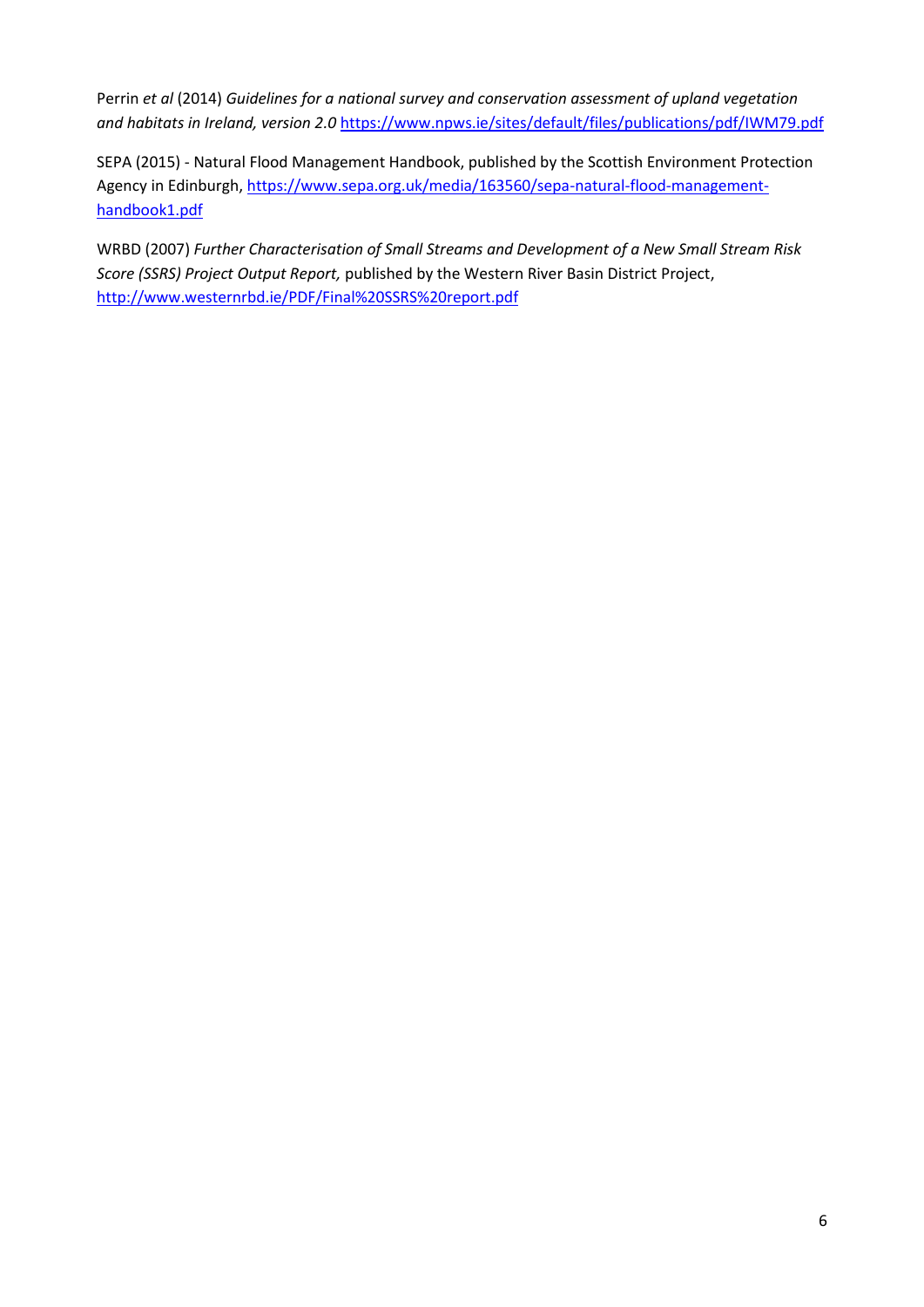Perrin *et al* (2014) *Guidelines for a national survey and conservation assessment of upland vegetation and habitats in Ireland, version 2.0* https://www.npws.ie/sites/default/files/publications/pdf/IWM79.pdf

SEPA (2015) - Natural Flood Management Handbook, published by the Scottish Environment Protection Agency in Edinburgh, https://www.sepa.org.uk/media/163560/sepa-natural-flood-management-handbook1.pdf

WRBD (2007) *Further Characterisation of Small Streams and Development of a New Small Stream Risk Score (SSRS) Project Output Report,* published by the Western River Basin District Project, http://www.westernrbd.ie/PDF/Final%20SSRS%20report.pdf